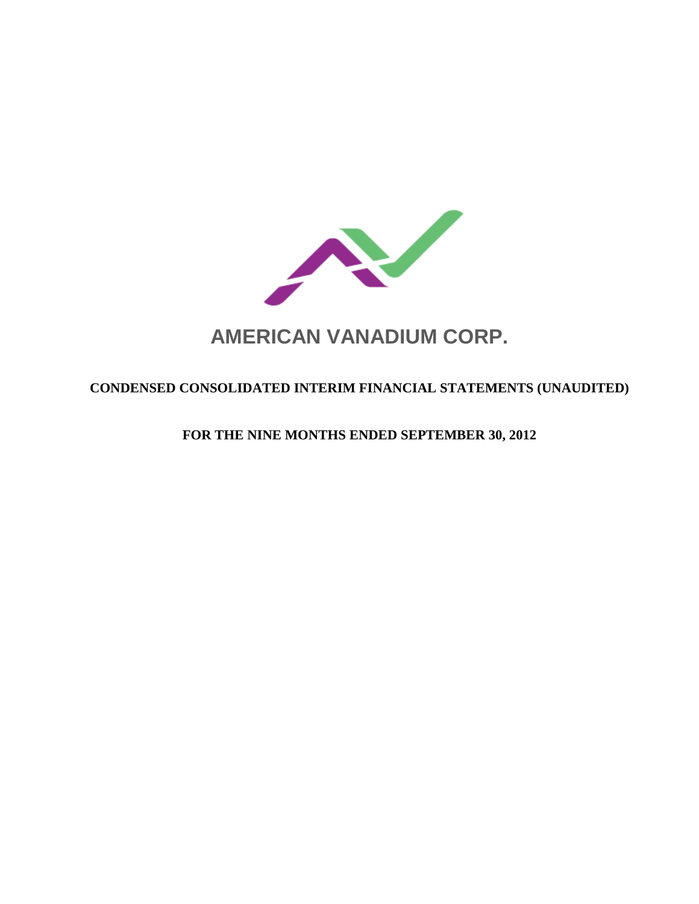# AMERICAN VANADIUM CORP.

**CONDENSED CONSOLIDATED INTERIM FINANCIAL STATEMENTS (UNAUDITED)**

**FOR THE NINE MONTHS ENDED SEPTEMBER 30, 2012**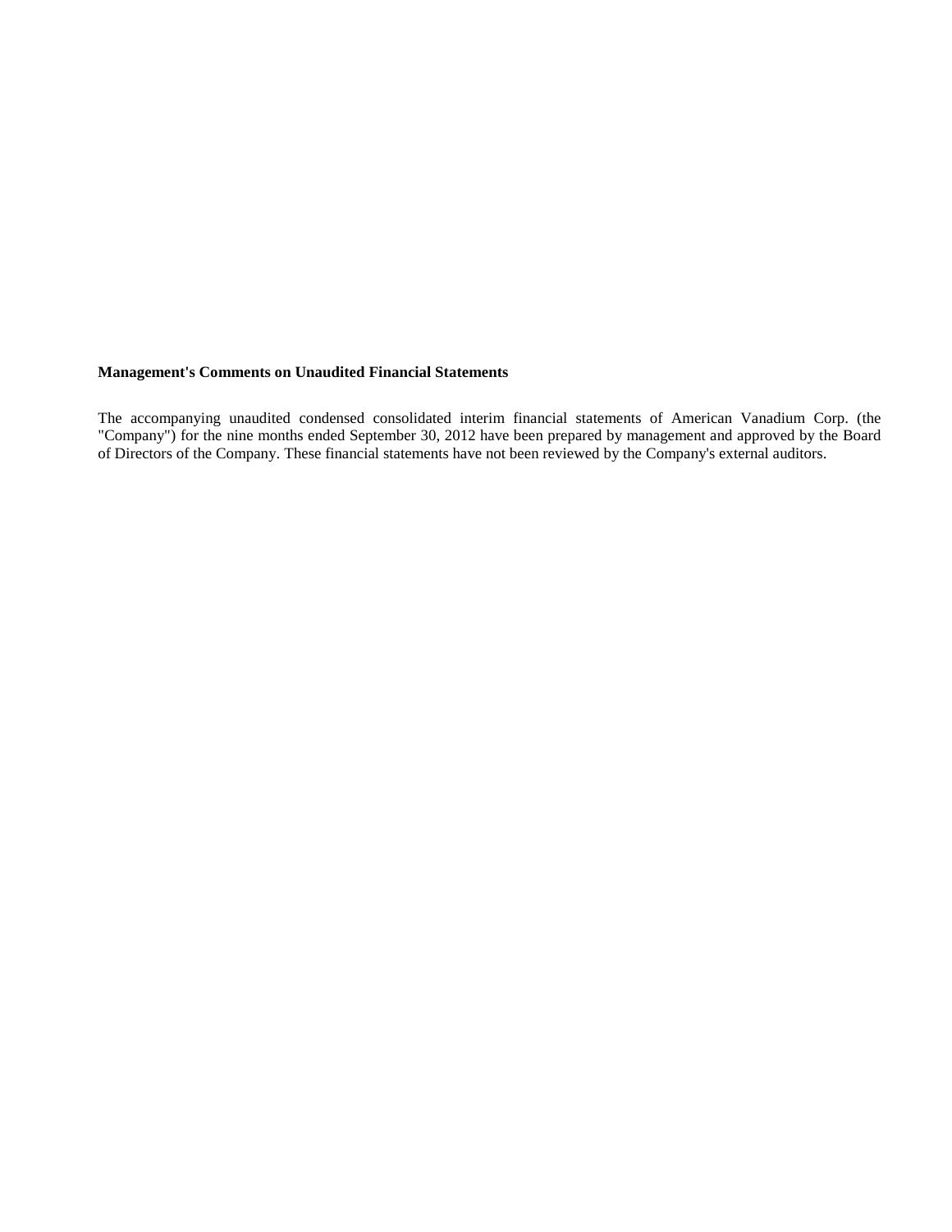**Management's Comments on Unaudited Financial Statements**

The accompanying unaudited condensed consolidated interim financial statements of American Vanadium Corp. (the "Company") for the nine months ended September 30, 2012 have been prepared by management and approved by the Board of Directors of the Company. These financial statements have not been reviewed by the Company's external auditors.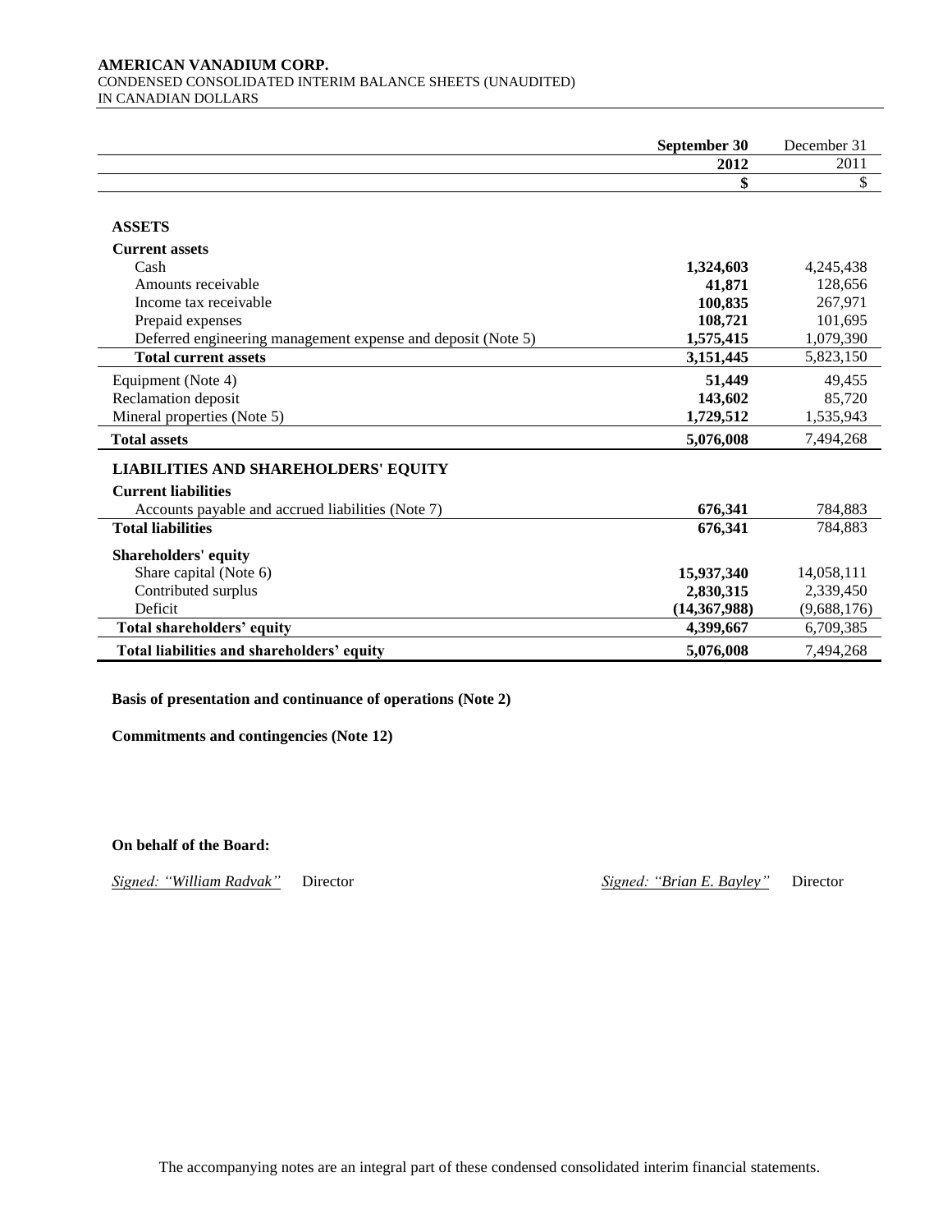**AMERICAN VANADIUM CORP.**
CONDENSED CONSOLIDATED INTERIM BALANCE SHEETS (UNAUDITED)
IN CANADIAN DOLLARS

| | **September 30 2012** | December 31 2011 |
|---|---|---|
| | **$** | $ |
| **ASSETS** | | |
| **Current assets** | | |
| Cash | **1,324,603** | 4,245,438 |
| Amounts receivable | **41,871** | 128,656 |
| Income tax receivable | **100,835** | 267,971 |
| Prepaid expenses | **108,721** | 101,695 |
| Deferred engineering management expense and deposit (Note 5) | **1,575,415** | 1,079,390 |
| **Total current assets** | **3,151,445** | 5,823,150 |
| Equipment (Note 4) | **51,449** | 49,455 |
| Reclamation deposit | **143,602** | 85,720 |
| Mineral properties (Note 5) | **1,729,512** | 1,535,943 |
| **Total assets** | **5,076,008** | 7,494,268 |
| **LIABILITIES AND SHAREHOLDERS' EQUITY** | | |
| **Current liabilities** | | |
| Accounts payable and accrued liabilities (Note 7) | **676,341** | 784,883 |
| **Total liabilities** | **676,341** | 784,883 |
| **Shareholders' equity** | | |
| Share capital (Note 6) | **15,937,340** | 14,058,111 |
| Contributed surplus | **2,830,315** | 2,339,450 |
| Deficit | **(14,367,988)** | (9,688,176) |
| **Total shareholders' equity** | **4,399,667** | 6,709,385 |
| **Total liabilities and shareholders' equity** | **5,076,008** | 7,494,268 |

**Basis of presentation and continuance of operations (Note 2)**

**Commitments and contingencies (Note 12)**

**On behalf of the Board:**

*Signed: "William Radvak"* Director *Signed: "Brian E. Bayley"* Director

The accompanying notes are an integral part of these condensed consolidated interim financial statements.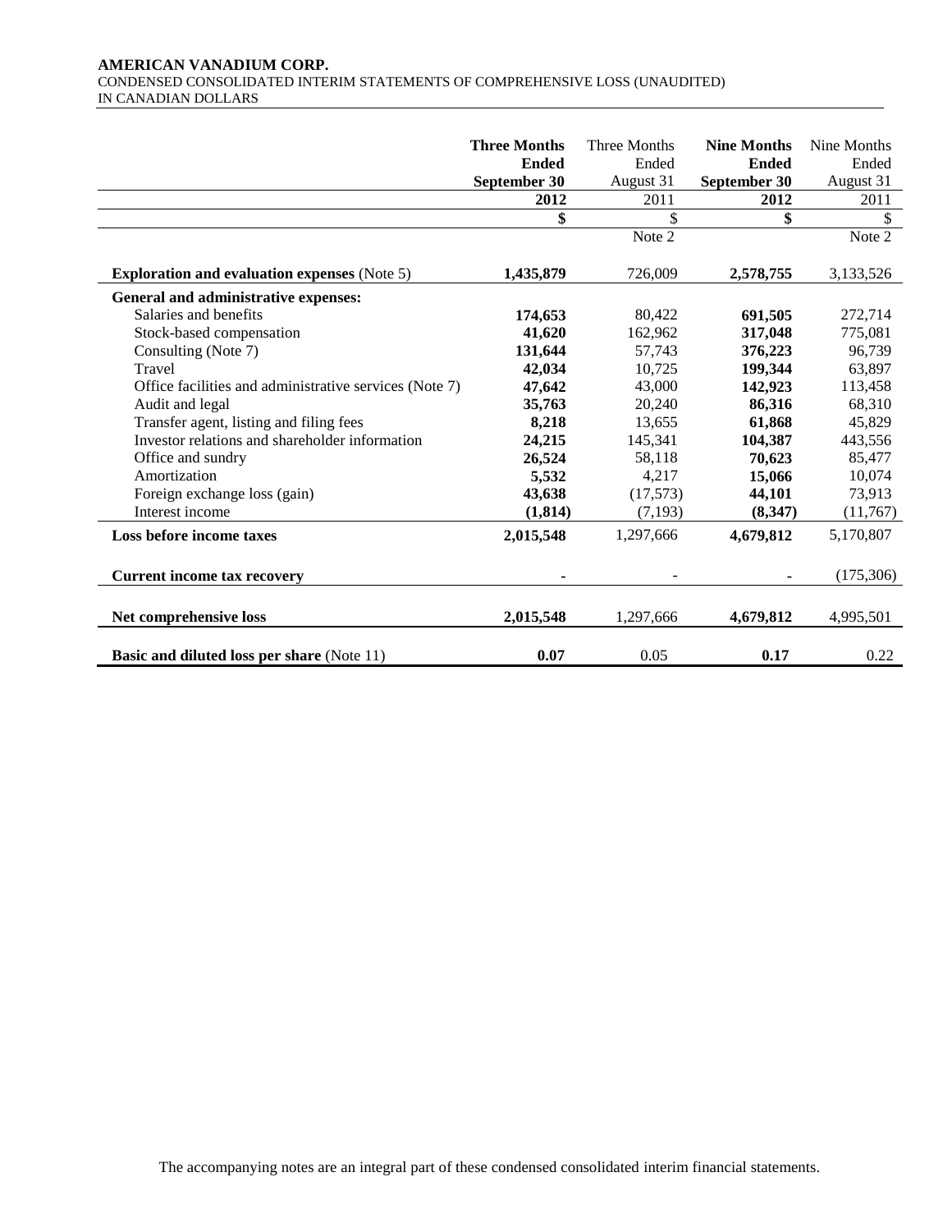**AMERICAN VANADIUM CORP.**
CONDENSED CONSOLIDATED INTERIM STATEMENTS OF COMPREHENSIVE LOSS (UNAUDITED)
IN CANADIAN DOLLARS

| | **Three Months Ended September 30** | Three Months Ended August 31 | **Nine Months Ended September 30** | Nine Months Ended August 31 |
|---|---|---|---|---|
| | **2012** | 2011 | **2012** | 2011 |
| | **$** | $ | **$** | $ |
| | | Note 2 | | Note 2 |
| **Exploration and evaluation expenses** (Note 5) | **1,435,879** | 726,009 | **2,578,755** | 3,133,526 |
| **General and administrative expenses:** | | | | |
| Salaries and benefits | **174,653** | 80,422 | **691,505** | 272,714 |
| Stock-based compensation | **41,620** | 162,962 | **317,048** | 775,081 |
| Consulting (Note 7) | **131,644** | 57,743 | **376,223** | 96,739 |
| Travel | **42,034** | 10,725 | **199,344** | 63,897 |
| Office facilities and administrative services (Note 7) | **47,642** | 43,000 | **142,923** | 113,458 |
| Audit and legal | **35,763** | 20,240 | **86,316** | 68,310 |
| Transfer agent, listing and filing fees | **8,218** | 13,655 | **61,868** | 45,829 |
| Investor relations and shareholder information | **24,215** | 145,341 | **104,387** | 443,556 |
| Office and sundry | **26,524** | 58,118 | **70,623** | 85,477 |
| Amortization | **5,532** | 4,217 | **15,066** | 10,074 |
| Foreign exchange loss (gain) | **43,638** | (17,573) | **44,101** | 73,913 |
| Interest income | **(1,814)** | (7,193) | **(8,347)** | (11,767) |
| **Loss before income taxes** | **2,015,548** | 1,297,666 | **4,679,812** | 5,170,807 |
| **Current income tax recovery** | **-** | - | **-** | (175,306) |
| **Net comprehensive loss** | **2,015,548** | 1,297,666 | **4,679,812** | 4,995,501 |
| **Basic and diluted loss per share** (Note 11) | **0.07** | 0.05 | **0.17** | 0.22 |

The accompanying notes are an integral part of these condensed consolidated interim financial statements.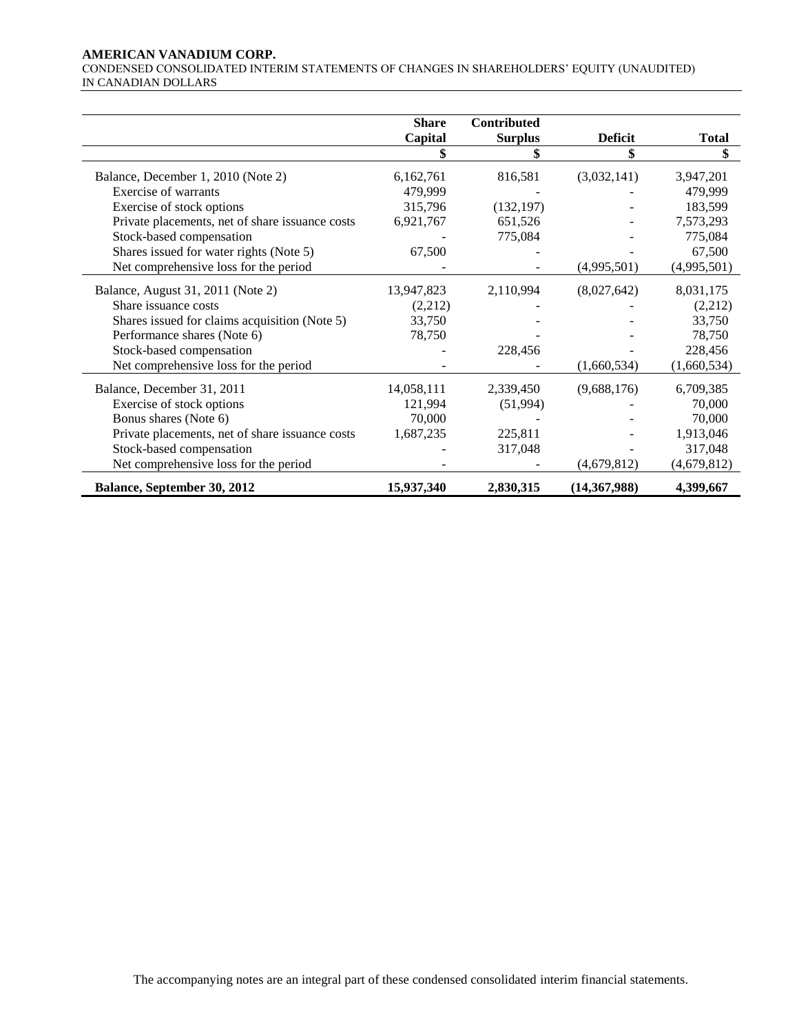**AMERICAN VANADIUM CORP.**
CONDENSED CONSOLIDATED INTERIM STATEMENTS OF CHANGES IN SHAREHOLDERS' EQUITY (UNAUDITED)
IN CANADIAN DOLLARS

| | Share Capital | Contributed Surplus | Deficit | Total |
|---|---|---|---|---|
| | $ | $ | $ | $ |
| Balance, December 1, 2010 (Note 2) | 6,162,761 | 816,581 | (3,032,141) | 3,947,201 |
| Exercise of warrants | 479,999 | - | - | 479,999 |
| Exercise of stock options | 315,796 | (132,197) | - | 183,599 |
| Private placements, net of share issuance costs | 6,921,767 | 651,526 | - | 7,573,293 |
| Stock-based compensation | - | 775,084 | - | 775,084 |
| Shares issued for water rights (Note 5) | 67,500 | - | - | 67,500 |
| Net comprehensive loss for the period | - | - | (4,995,501) | (4,995,501) |
| Balance, August 31, 2011 (Note 2) | 13,947,823 | 2,110,994 | (8,027,642) | 8,031,175 |
| Share issuance costs | (2,212) | - | - | (2,212) |
| Shares issued for claims acquisition (Note 5) | 33,750 | - | - | 33,750 |
| Performance shares (Note 6) | 78,750 | - | - | 78,750 |
| Stock-based compensation | - | 228,456 | - | 228,456 |
| Net comprehensive loss for the period | - | - | (1,660,534) | (1,660,534) |
| Balance, December 31, 2011 | 14,058,111 | 2,339,450 | (9,688,176) | 6,709,385 |
| Exercise of stock options | 121,994 | (51,994) | - | 70,000 |
| Bonus shares (Note 6) | 70,000 | - | - | 70,000 |
| Private placements, net of share issuance costs | 1,687,235 | 225,811 | - | 1,913,046 |
| Stock-based compensation | - | 317,048 | - | 317,048 |
| Net comprehensive loss for the period | - | - | (4,679,812) | (4,679,812) |
| **Balance, September 30, 2012** | **15,937,340** | **2,830,315** | **(14,367,988)** | **4,399,667** |

The accompanying notes are an integral part of these condensed consolidated interim financial statements.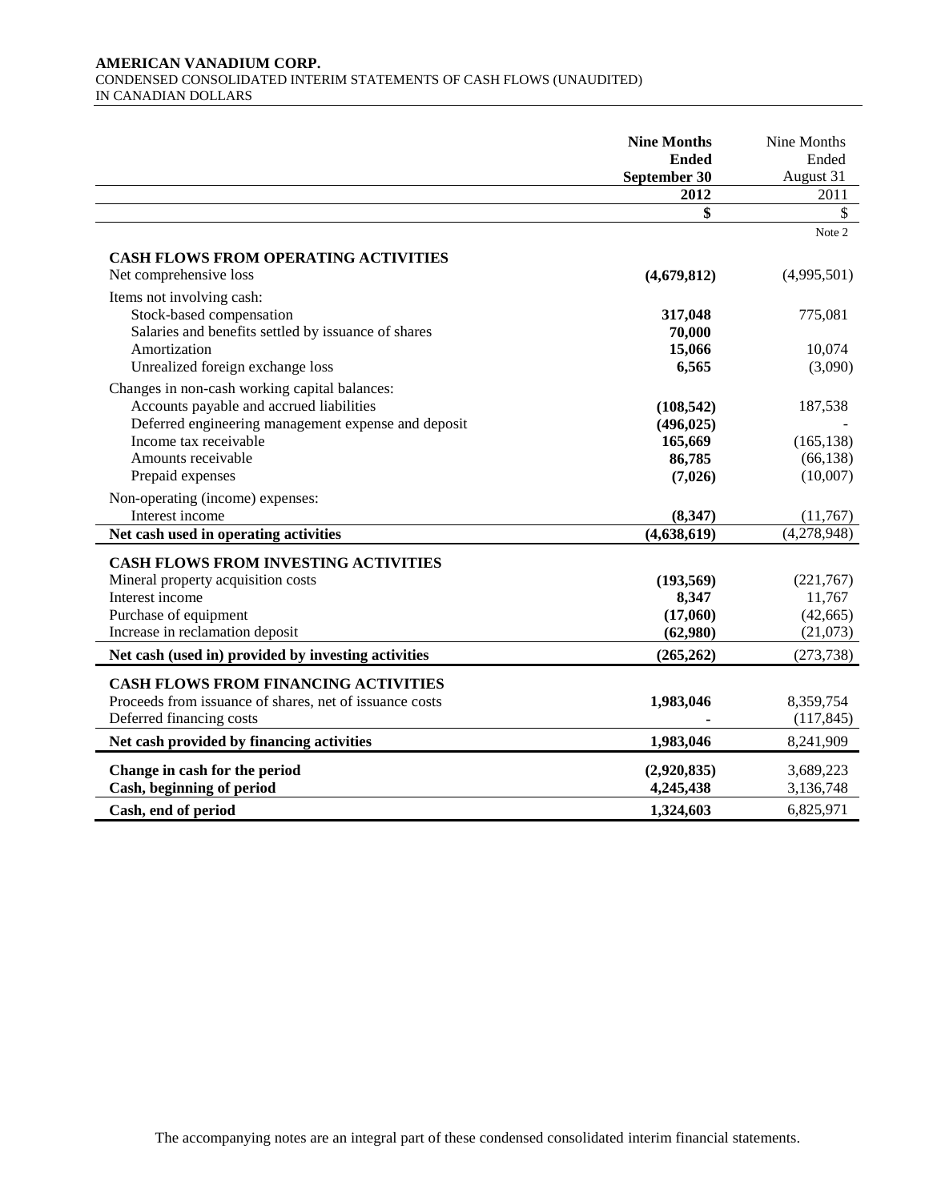**AMERICAN VANADIUM CORP.**
CONDENSED CONSOLIDATED INTERIM STATEMENTS OF CASH FLOWS (UNAUDITED)
IN CANADIAN DOLLARS

| | **Nine Months Ended September 30 2012** | Nine Months Ended August 31 2011 |
|---|---|---|
| | **$** | $ |
| | | Note 2 |
| **CASH FLOWS FROM OPERATING ACTIVITIES** | | |
| Net comprehensive loss | **(4,679,812)** | (4,995,501) |
| Items not involving cash: | | |
| Stock-based compensation | **317,048** | 775,081 |
| Salaries and benefits settled by issuance of shares | **70,000** | |
| Amortization | **15,066** | 10,074 |
| Unrealized foreign exchange loss | **6,565** | (3,090) |
| Changes in non-cash working capital balances: | | |
| Accounts payable and accrued liabilities | **(108,542)** | 187,538 |
| Deferred engineering management expense and deposit | **(496,025)** | - |
| Income tax receivable | **165,669** | (165,138) |
| Amounts receivable | **86,785** | (66,138) |
| Prepaid expenses | **(7,026)** | (10,007) |
| Non-operating (income) expenses: | | |
| Interest income | **(8,347)** | (11,767) |
| **Net cash used in operating activities** | **(4,638,619)** | (4,278,948) |
| **CASH FLOWS FROM INVESTING ACTIVITIES** | | |
| Mineral property acquisition costs | **(193,569)** | (221,767) |
| Interest income | **8,347** | 11,767 |
| Purchase of equipment | **(17,060)** | (42,665) |
| Increase in reclamation deposit | **(62,980)** | (21,073) |
| **Net cash (used in) provided by investing activities** | **(265,262)** | (273,738) |
| **CASH FLOWS FROM FINANCING ACTIVITIES** | | |
| Proceeds from issuance of shares, net of issuance costs | **1,983,046** | 8,359,754 |
| Deferred financing costs | **-** | (117,845) |
| **Net cash provided by financing activities** | **1,983,046** | 8,241,909 |
| **Change in cash for the period** | **(2,920,835)** | 3,689,223 |
| **Cash, beginning of period** | **4,245,438** | 3,136,748 |
| **Cash, end of period** | **1,324,603** | 6,825,971 |

The accompanying notes are an integral part of these condensed consolidated interim financial statements.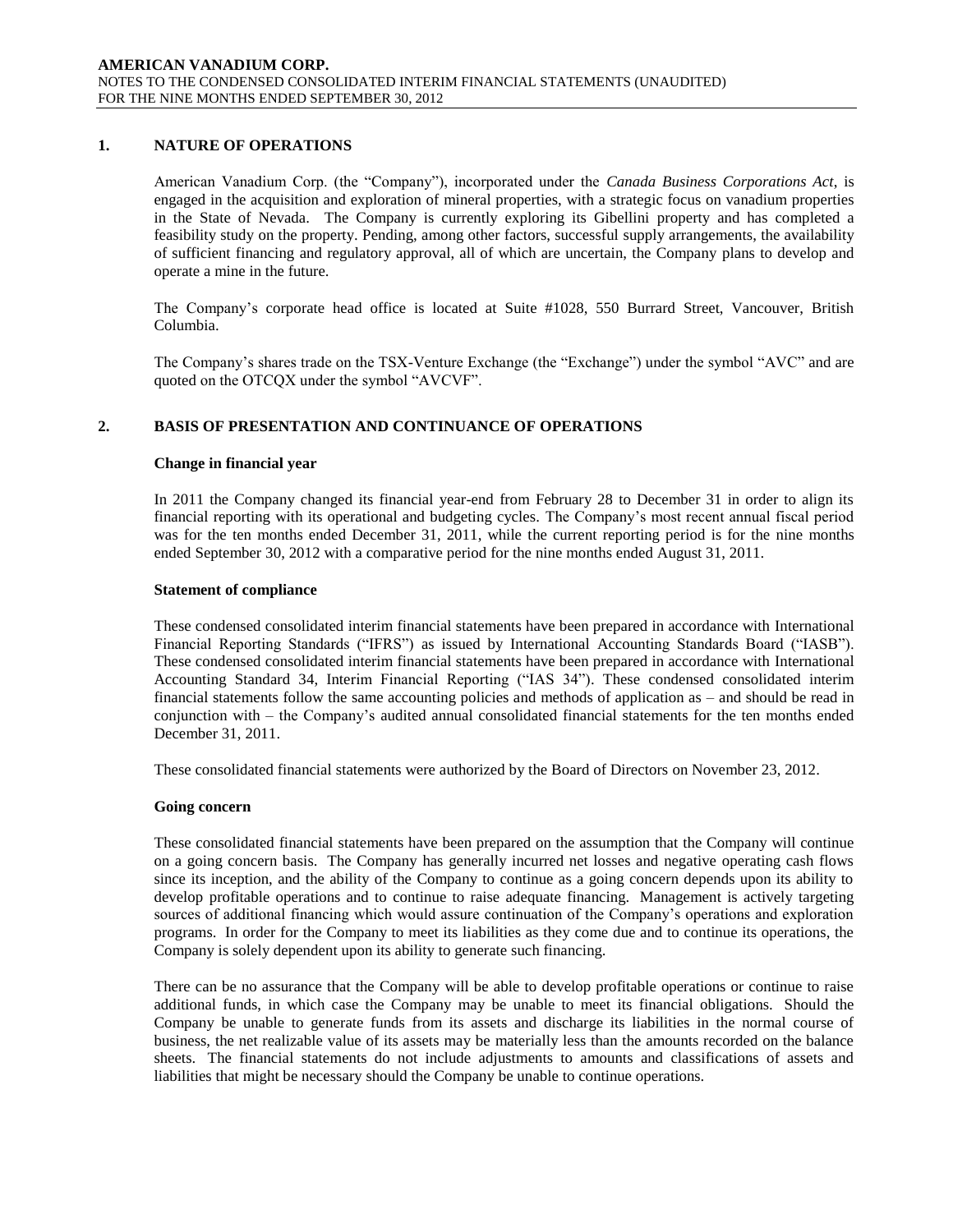## 1. NATURE OF OPERATIONS

American Vanadium Corp. (the "Company"), incorporated under the *Canada Business Corporations Act*, is engaged in the acquisition and exploration of mineral properties, with a strategic focus on vanadium properties in the State of Nevada. The Company is currently exploring its Gibellini property and has completed a feasibility study on the property. Pending, among other factors, successful supply arrangements, the availability of sufficient financing and regulatory approval, all of which are uncertain, the Company plans to develop and operate a mine in the future.

The Company's corporate head office is located at Suite #1028, 550 Burrard Street, Vancouver, British Columbia.

The Company's shares trade on the TSX-Venture Exchange (the "Exchange") under the symbol "AVC" and are quoted on the OTCQX under the symbol "AVCVF".

## 2. BASIS OF PRESENTATION AND CONTINUANCE OF OPERATIONS

### Change in financial year

In 2011 the Company changed its financial year-end from February 28 to December 31 in order to align its financial reporting with its operational and budgeting cycles. The Company's most recent annual fiscal period was for the ten months ended December 31, 2011, while the current reporting period is for the nine months ended September 30, 2012 with a comparative period for the nine months ended August 31, 2011.

### Statement of compliance

These condensed consolidated interim financial statements have been prepared in accordance with International Financial Reporting Standards ("IFRS") as issued by International Accounting Standards Board ("IASB"). These condensed consolidated interim financial statements have been prepared in accordance with International Accounting Standard 34, Interim Financial Reporting ("IAS 34"). These condensed consolidated interim financial statements follow the same accounting policies and methods of application as – and should be read in conjunction with – the Company's audited annual consolidated financial statements for the ten months ended December 31, 2011.

These consolidated financial statements were authorized by the Board of Directors on November 23, 2012.

### Going concern

These consolidated financial statements have been prepared on the assumption that the Company will continue on a going concern basis. The Company has generally incurred net losses and negative operating cash flows since its inception, and the ability of the Company to continue as a going concern depends upon its ability to develop profitable operations and to continue to raise adequate financing. Management is actively targeting sources of additional financing which would assure continuation of the Company's operations and exploration programs. In order for the Company to meet its liabilities as they come due and to continue its operations, the Company is solely dependent upon its ability to generate such financing.

There can be no assurance that the Company will be able to develop profitable operations or continue to raise additional funds, in which case the Company may be unable to meet its financial obligations. Should the Company be unable to generate funds from its assets and discharge its liabilities in the normal course of business, the net realizable value of its assets may be materially less than the amounts recorded on the balance sheets. The financial statements do not include adjustments to amounts and classifications of assets and liabilities that might be necessary should the Company be unable to continue operations.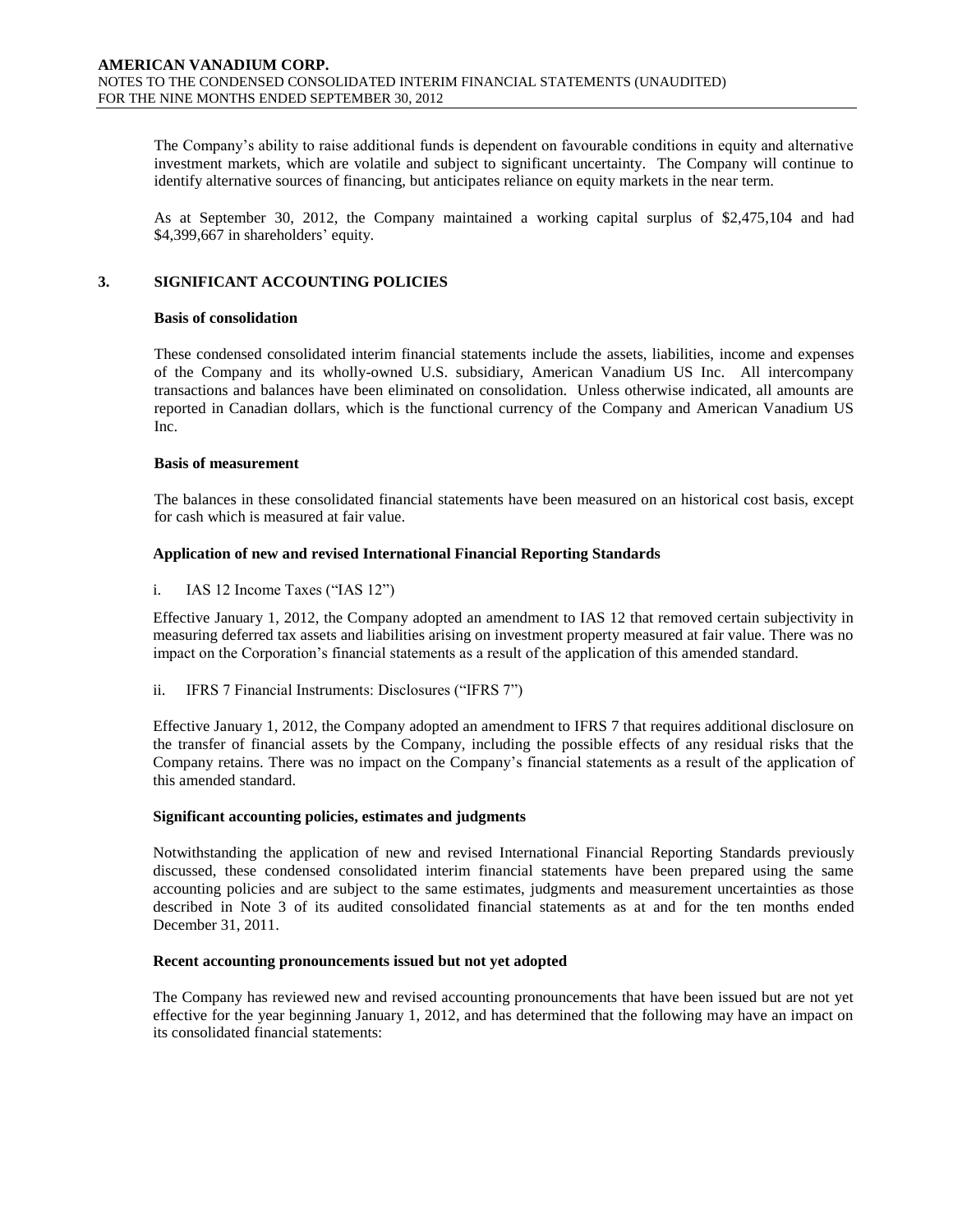The Company's ability to raise additional funds is dependent on favourable conditions in equity and alternative investment markets, which are volatile and subject to significant uncertainty. The Company will continue to identify alternative sources of financing, but anticipates reliance on equity markets in the near term.

As at September 30, 2012, the Company maintained a working capital surplus of $2,475,104 and had $4,399,667 in shareholders' equity.

## 3. SIGNIFICANT ACCOUNTING POLICIES

### Basis of consolidation

These condensed consolidated interim financial statements include the assets, liabilities, income and expenses of the Company and its wholly-owned U.S. subsidiary, American Vanadium US Inc. All intercompany transactions and balances have been eliminated on consolidation. Unless otherwise indicated, all amounts are reported in Canadian dollars, which is the functional currency of the Company and American Vanadium US Inc.

### Basis of measurement

The balances in these consolidated financial statements have been measured on an historical cost basis, except for cash which is measured at fair value.

### Application of new and revised International Financial Reporting Standards

i. IAS 12 Income Taxes ("IAS 12")

Effective January 1, 2012, the Company adopted an amendment to IAS 12 that removed certain subjectivity in measuring deferred tax assets and liabilities arising on investment property measured at fair value. There was no impact on the Corporation's financial statements as a result of the application of this amended standard.

ii. IFRS 7 Financial Instruments: Disclosures ("IFRS 7")

Effective January 1, 2012, the Company adopted an amendment to IFRS 7 that requires additional disclosure on the transfer of financial assets by the Company, including the possible effects of any residual risks that the Company retains. There was no impact on the Company's financial statements as a result of the application of this amended standard.

### Significant accounting policies, estimates and judgments

Notwithstanding the application of new and revised International Financial Reporting Standards previously discussed, these condensed consolidated interim financial statements have been prepared using the same accounting policies and are subject to the same estimates, judgments and measurement uncertainties as those described in Note 3 of its audited consolidated financial statements as at and for the ten months ended December 31, 2011.

### Recent accounting pronouncements issued but not yet adopted

The Company has reviewed new and revised accounting pronouncements that have been issued but are not yet effective for the year beginning January 1, 2012, and has determined that the following may have an impact on its consolidated financial statements: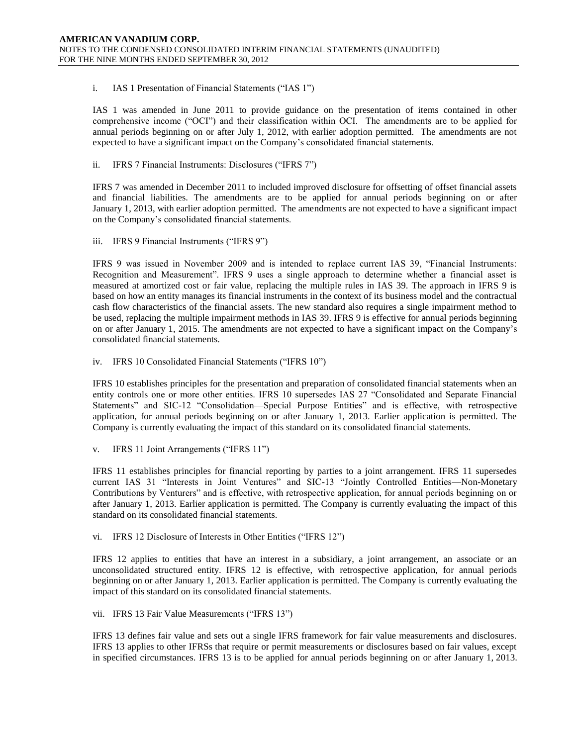i. IAS 1 Presentation of Financial Statements ("IAS 1")

IAS 1 was amended in June 2011 to provide guidance on the presentation of items contained in other comprehensive income ("OCI") and their classification within OCI. The amendments are to be applied for annual periods beginning on or after July 1, 2012, with earlier adoption permitted. The amendments are not expected to have a significant impact on the Company's consolidated financial statements.

ii. IFRS 7 Financial Instruments: Disclosures ("IFRS 7")

IFRS 7 was amended in December 2011 to included improved disclosure for offsetting of offset financial assets and financial liabilities. The amendments are to be applied for annual periods beginning on or after January 1, 2013, with earlier adoption permitted. The amendments are not expected to have a significant impact on the Company's consolidated financial statements.

iii. IFRS 9 Financial Instruments ("IFRS 9")

IFRS 9 was issued in November 2009 and is intended to replace current IAS 39, "Financial Instruments: Recognition and Measurement". IFRS 9 uses a single approach to determine whether a financial asset is measured at amortized cost or fair value, replacing the multiple rules in IAS 39. The approach in IFRS 9 is based on how an entity manages its financial instruments in the context of its business model and the contractual cash flow characteristics of the financial assets. The new standard also requires a single impairment method to be used, replacing the multiple impairment methods in IAS 39. IFRS 9 is effective for annual periods beginning on or after January 1, 2015. The amendments are not expected to have a significant impact on the Company's consolidated financial statements.

iv. IFRS 10 Consolidated Financial Statements ("IFRS 10")

IFRS 10 establishes principles for the presentation and preparation of consolidated financial statements when an entity controls one or more other entities. IFRS 10 supersedes IAS 27 "Consolidated and Separate Financial Statements" and SIC-12 "Consolidation—Special Purpose Entities" and is effective, with retrospective application, for annual periods beginning on or after January 1, 2013. Earlier application is permitted. The Company is currently evaluating the impact of this standard on its consolidated financial statements.

v. IFRS 11 Joint Arrangements ("IFRS 11")

IFRS 11 establishes principles for financial reporting by parties to a joint arrangement. IFRS 11 supersedes current IAS 31 "Interests in Joint Ventures" and SIC-13 "Jointly Controlled Entities—Non-Monetary Contributions by Venturers" and is effective, with retrospective application, for annual periods beginning on or after January 1, 2013. Earlier application is permitted. The Company is currently evaluating the impact of this standard on its consolidated financial statements.

vi. IFRS 12 Disclosure of Interests in Other Entities ("IFRS 12")

IFRS 12 applies to entities that have an interest in a subsidiary, a joint arrangement, an associate or an unconsolidated structured entity. IFRS 12 is effective, with retrospective application, for annual periods beginning on or after January 1, 2013. Earlier application is permitted. The Company is currently evaluating the impact of this standard on its consolidated financial statements.

vii. IFRS 13 Fair Value Measurements ("IFRS 13")

IFRS 13 defines fair value and sets out a single IFRS framework for fair value measurements and disclosures. IFRS 13 applies to other IFRSs that require or permit measurements or disclosures based on fair values, except in specified circumstances. IFRS 13 is to be applied for annual periods beginning on or after January 1, 2013.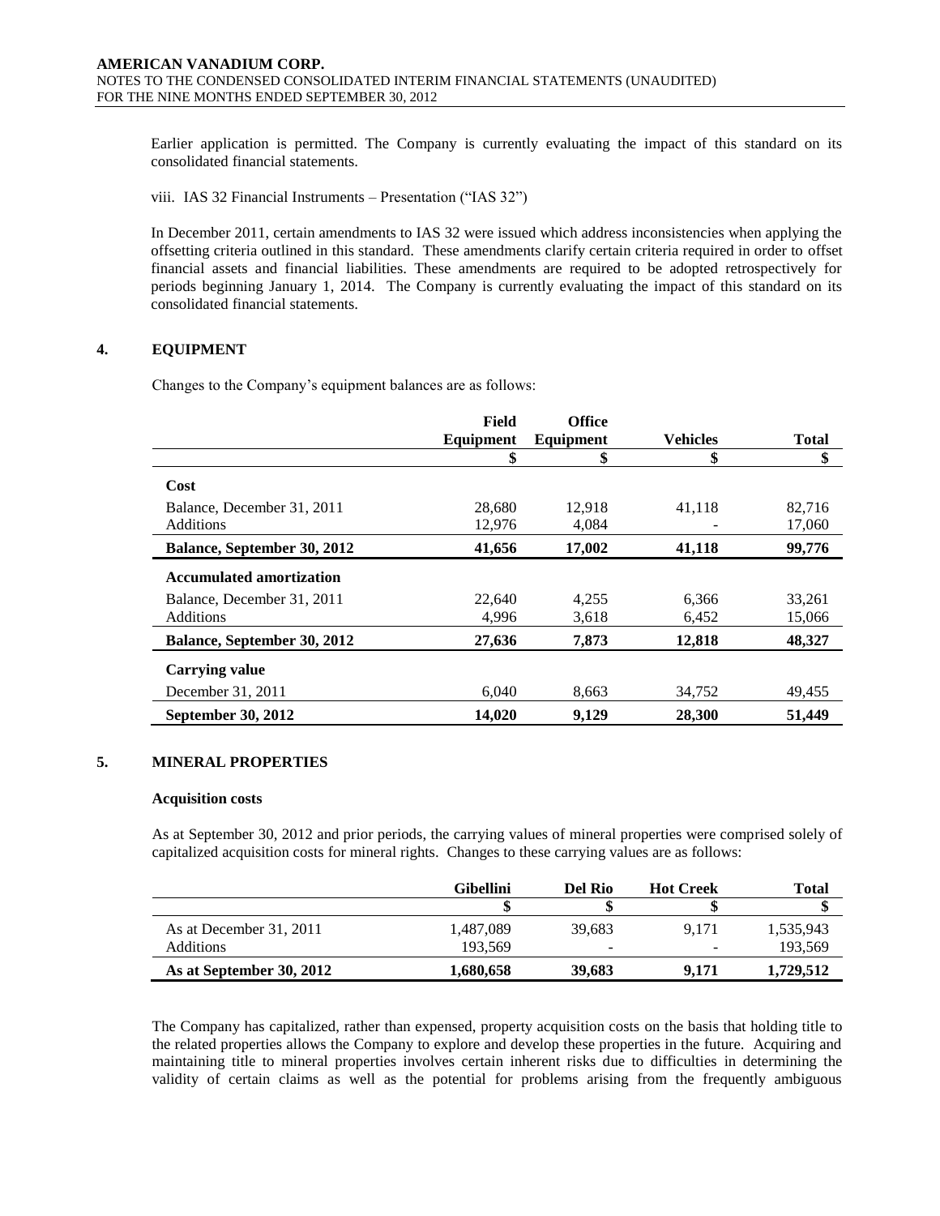Earlier application is permitted. The Company is currently evaluating the impact of this standard on its consolidated financial statements.

viii. IAS 32 Financial Instruments – Presentation ("IAS 32")

In December 2011, certain amendments to IAS 32 were issued which address inconsistencies when applying the offsetting criteria outlined in this standard. These amendments clarify certain criteria required in order to offset financial assets and financial liabilities. These amendments are required to be adopted retrospectively for periods beginning January 1, 2014. The Company is currently evaluating the impact of this standard on its consolidated financial statements.

## 4. EQUIPMENT

Changes to the Company's equipment balances are as follows:

| | Field Equipment | Office Equipment | Vehicles | Total |
|---|---|---|---|---|
| | $ | $ | $ | $ |
| **Cost** | | | | |
| Balance, December 31, 2011 | 28,680 | 12,918 | 41,118 | 82,716 |
| Additions | 12,976 | 4,084 | - | 17,060 |
| **Balance, September 30, 2012** | **41,656** | **17,002** | **41,118** | **99,776** |
| **Accumulated amortization** | | | | |
| Balance, December 31, 2011 | 22,640 | 4,255 | 6,366 | 33,261 |
| Additions | 4,996 | 3,618 | 6,452 | 15,066 |
| **Balance, September 30, 2012** | **27,636** | **7,873** | **12,818** | **48,327** |
| **Carrying value** | | | | |
| December 31, 2011 | 6,040 | 8,663 | 34,752 | 49,455 |
| **September 30, 2012** | **14,020** | **9,129** | **28,300** | **51,449** |

## 5. MINERAL PROPERTIES

**Acquisition costs**

As at September 30, 2012 and prior periods, the carrying values of mineral properties were comprised solely of capitalized acquisition costs for mineral rights. Changes to these carrying values are as follows:

| | Gibellini | Del Rio | Hot Creek | Total |
|---|---|---|---|---|
| | $ | $ | $ | $ |
| As at December 31, 2011 | 1,487,089 | 39,683 | 9,171 | 1,535,943 |
| Additions | 193,569 | - | - | 193,569 |
| **As at September 30, 2012** | **1,680,658** | **39,683** | **9,171** | **1,729,512** |

The Company has capitalized, rather than expensed, property acquisition costs on the basis that holding title to the related properties allows the Company to explore and develop these properties in the future. Acquiring and maintaining title to mineral properties involves certain inherent risks due to difficulties in determining the validity of certain claims as well as the potential for problems arising from the frequently ambiguous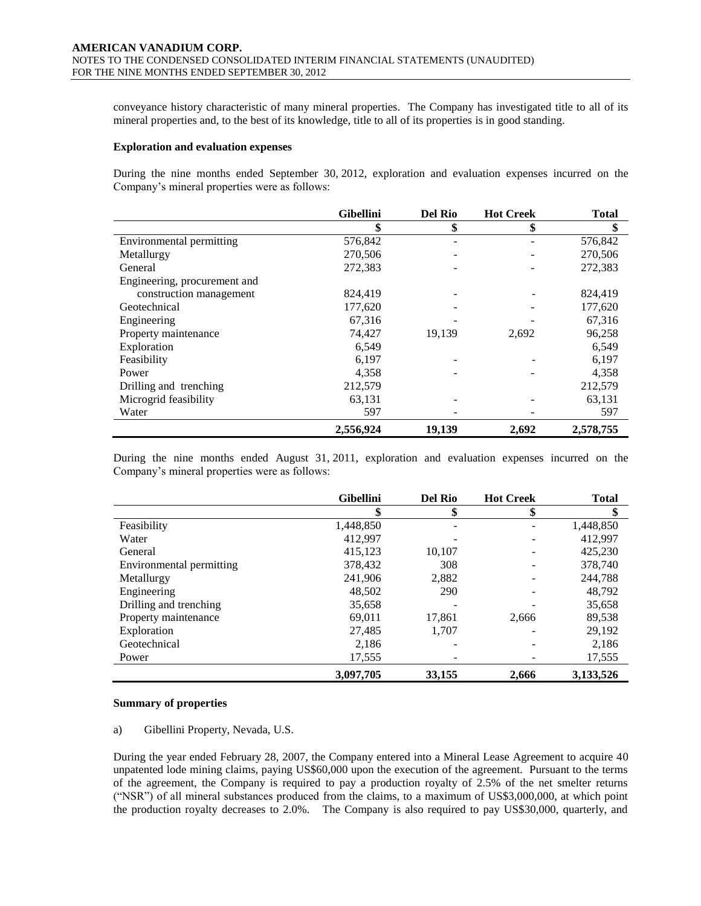conveyance history characteristic of many mineral properties. The Company has investigated title to all of its mineral properties and, to the best of its knowledge, title to all of its properties is in good standing.

**Exploration and evaluation expenses**

During the nine months ended September 30, 2012, exploration and evaluation expenses incurred on the Company's mineral properties were as follows:

| | Gibellini | Del Rio | Hot Creek | Total |
|---|---|---|---|---|
| | \$ | \$ | \$ | \$ |
| Environmental permitting | 576,842 | - | - | 576,842 |
| Metallurgy | 270,506 | - | - | 270,506 |
| General | 272,383 | - | - | 272,383 |
| Engineering, procurement and construction management | 824,419 | - | - | 824,419 |
| Geotechnical | 177,620 | - | - | 177,620 |
| Engineering | 67,316 | - | - | 67,316 |
| Property maintenance | 74,427 | 19,139 | 2,692 | 96,258 |
| Exploration | 6,549 | | | 6,549 |
| Feasibility | 6,197 | - | - | 6,197 |
| Power | 4,358 | - | - | 4,358 |
| Drilling and trenching | 212,579 | | | 212,579 |
| Microgrid feasibility | 63,131 | - | - | 63,131 |
| Water | 597 | - | - | 597 |
| | **2,556,924** | **19,139** | **2,692** | **2,578,755** |

During the nine months ended August 31, 2011, exploration and evaluation expenses incurred on the Company's mineral properties were as follows:

| | Gibellini | Del Rio | Hot Creek | Total |
|---|---|---|---|---|
| | \$ | \$ | \$ | \$ |
| Feasibility | 1,448,850 | - | - | 1,448,850 |
| Water | 412,997 | - | - | 412,997 |
| General | 415,123 | 10,107 | - | 425,230 |
| Environmental permitting | 378,432 | 308 | - | 378,740 |
| Metallurgy | 241,906 | 2,882 | - | 244,788 |
| Engineering | 48,502 | 290 | - | 48,792 |
| Drilling and trenching | 35,658 | - | - | 35,658 |
| Property maintenance | 69,011 | 17,861 | 2,666 | 89,538 |
| Exploration | 27,485 | 1,707 | - | 29,192 |
| Geotechnical | 2,186 | - | - | 2,186 |
| Power | 17,555 | - | - | 17,555 |
| | **3,097,705** | **33,155** | **2,666** | **3,133,526** |

**Summary of properties**

a) Gibellini Property, Nevada, U.S.

During the year ended February 28, 2007, the Company entered into a Mineral Lease Agreement to acquire 40 unpatented lode mining claims, paying US\$60,000 upon the execution of the agreement. Pursuant to the terms of the agreement, the Company is required to pay a production royalty of 2.5% of the net smelter returns ("NSR") of all mineral substances produced from the claims, to a maximum of US\$3,000,000, at which point the production royalty decreases to 2.0%. The Company is also required to pay US\$30,000, quarterly, and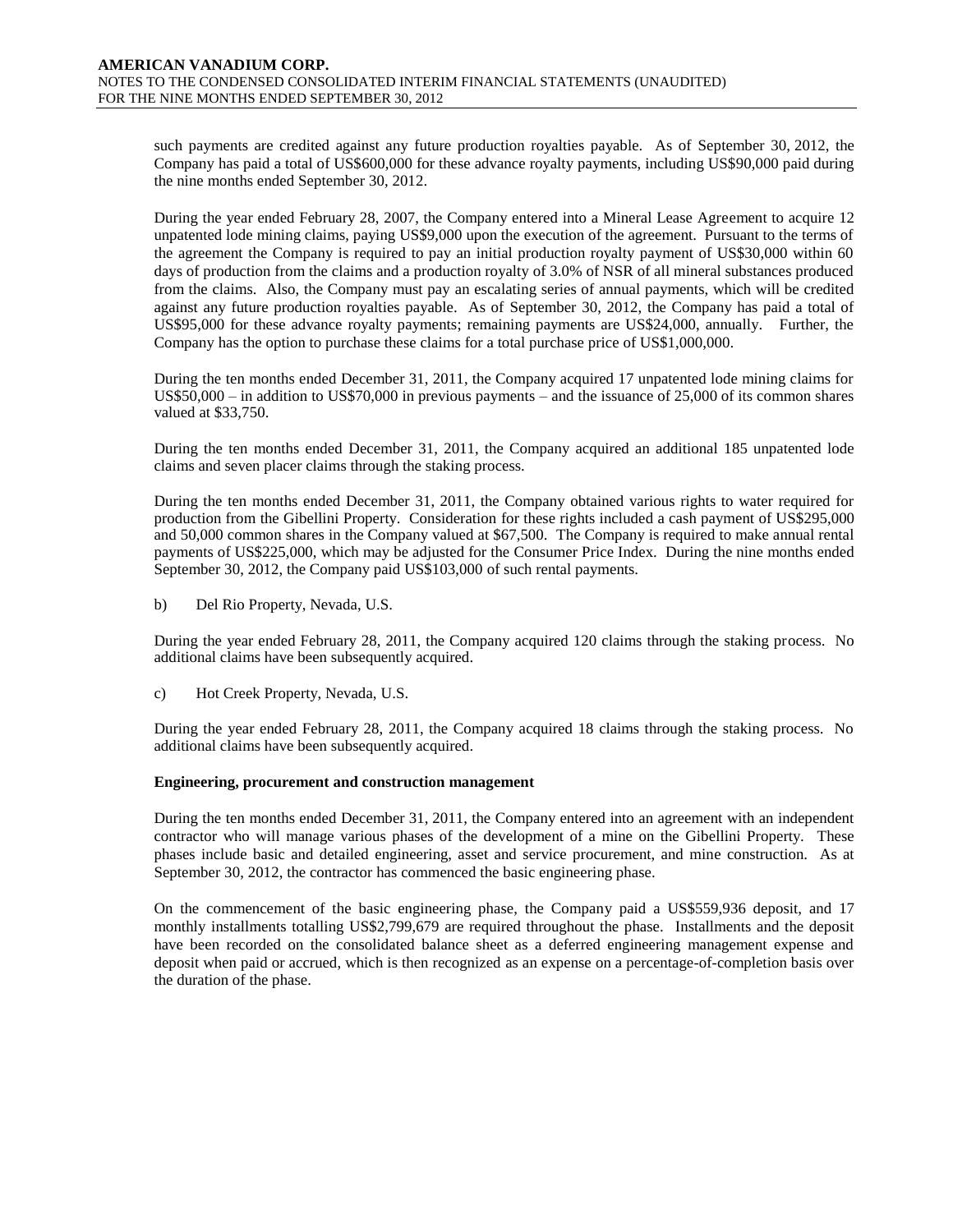such payments are credited against any future production royalties payable. As of September 30, 2012, the Company has paid a total of US$600,000 for these advance royalty payments, including US$90,000 paid during the nine months ended September 30, 2012.

During the year ended February 28, 2007, the Company entered into a Mineral Lease Agreement to acquire 12 unpatented lode mining claims, paying US$9,000 upon the execution of the agreement. Pursuant to the terms of the agreement the Company is required to pay an initial production royalty payment of US$30,000 within 60 days of production from the claims and a production royalty of 3.0% of NSR of all mineral substances produced from the claims. Also, the Company must pay an escalating series of annual payments, which will be credited against any future production royalties payable. As of September 30, 2012, the Company has paid a total of US$95,000 for these advance royalty payments; remaining payments are US$24,000, annually. Further, the Company has the option to purchase these claims for a total purchase price of US$1,000,000.

During the ten months ended December 31, 2011, the Company acquired 17 unpatented lode mining claims for US$50,000 – in addition to US$70,000 in previous payments – and the issuance of 25,000 of its common shares valued at $33,750.

During the ten months ended December 31, 2011, the Company acquired an additional 185 unpatented lode claims and seven placer claims through the staking process.

During the ten months ended December 31, 2011, the Company obtained various rights to water required for production from the Gibellini Property. Consideration for these rights included a cash payment of US$295,000 and 50,000 common shares in the Company valued at $67,500. The Company is required to make annual rental payments of US$225,000, which may be adjusted for the Consumer Price Index. During the nine months ended September 30, 2012, the Company paid US$103,000 of such rental payments.

b) Del Rio Property, Nevada, U.S.

During the year ended February 28, 2011, the Company acquired 120 claims through the staking process. No additional claims have been subsequently acquired.

c) Hot Creek Property, Nevada, U.S.

During the year ended February 28, 2011, the Company acquired 18 claims through the staking process. No additional claims have been subsequently acquired.

**Engineering, procurement and construction management**

During the ten months ended December 31, 2011, the Company entered into an agreement with an independent contractor who will manage various phases of the development of a mine on the Gibellini Property. These phases include basic and detailed engineering, asset and service procurement, and mine construction. As at September 30, 2012, the contractor has commenced the basic engineering phase.

On the commencement of the basic engineering phase, the Company paid a US$559,936 deposit, and 17 monthly installments totalling US$2,799,679 are required throughout the phase. Installments and the deposit have been recorded on the consolidated balance sheet as a deferred engineering management expense and deposit when paid or accrued, which is then recognized as an expense on a percentage-of-completion basis over the duration of the phase.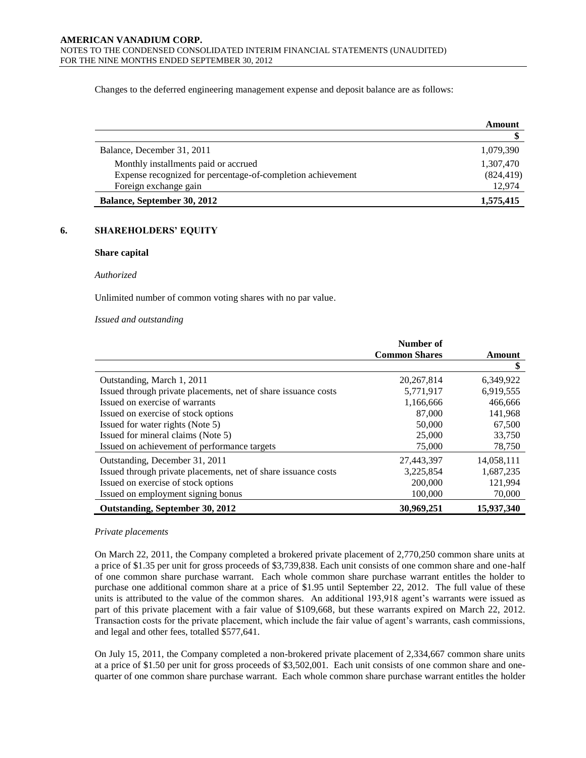Changes to the deferred engineering management expense and deposit balance are as follows:

| | Amount |
|---|---|
| | $ |
| Balance, December 31, 2011 | 1,079,390 |
| Monthly installments paid or accrued | 1,307,470 |
| Expense recognized for percentage-of-completion achievement | (824,419) |
| Foreign exchange gain | 12,974 |
| **Balance, September 30, 2012** | **1,575,415** |

## 6. SHAREHOLDERS' EQUITY

### Share capital

*Authorized*

Unlimited number of common voting shares with no par value.

*Issued and outstanding*

| | Number of Common Shares | Amount |
|---|---|---|
| | | $ |
| Outstanding, March 1, 2011 | 20,267,814 | 6,349,922 |
| Issued through private placements, net of share issuance costs | 5,771,917 | 6,919,555 |
| Issued on exercise of warrants | 1,166,666 | 466,666 |
| Issued on exercise of stock options | 87,000 | 141,968 |
| Issued for water rights (Note 5) | 50,000 | 67,500 |
| Issued for mineral claims (Note 5) | 25,000 | 33,750 |
| Issued on achievement of performance targets | 75,000 | 78,750 |
| Outstanding, December 31, 2011 | 27,443,397 | 14,058,111 |
| Issued through private placements, net of share issuance costs | 3,225,854 | 1,687,235 |
| Issued on exercise of stock options | 200,000 | 121,994 |
| Issued on employment signing bonus | 100,000 | 70,000 |
| **Outstanding, September 30, 2012** | **30,969,251** | **15,937,340** |

*Private placements*

On March 22, 2011, the Company completed a brokered private placement of 2,770,250 common share units at a price of $1.35 per unit for gross proceeds of $3,739,838. Each unit consists of one common share and one-half of one common share purchase warrant. Each whole common share purchase warrant entitles the holder to purchase one additional common share at a price of $1.95 until September 22, 2012. The full value of these units is attributed to the value of the common shares. An additional 193,918 agent's warrants were issued as part of this private placement with a fair value of $109,668, but these warrants expired on March 22, 2012. Transaction costs for the private placement, which include the fair value of agent's warrants, cash commissions, and legal and other fees, totalled $577,641.

On July 15, 2011, the Company completed a non-brokered private placement of 2,334,667 common share units at a price of $1.50 per unit for gross proceeds of $3,502,001. Each unit consists of one common share and one-quarter of one common share purchase warrant. Each whole common share purchase warrant entitles the holder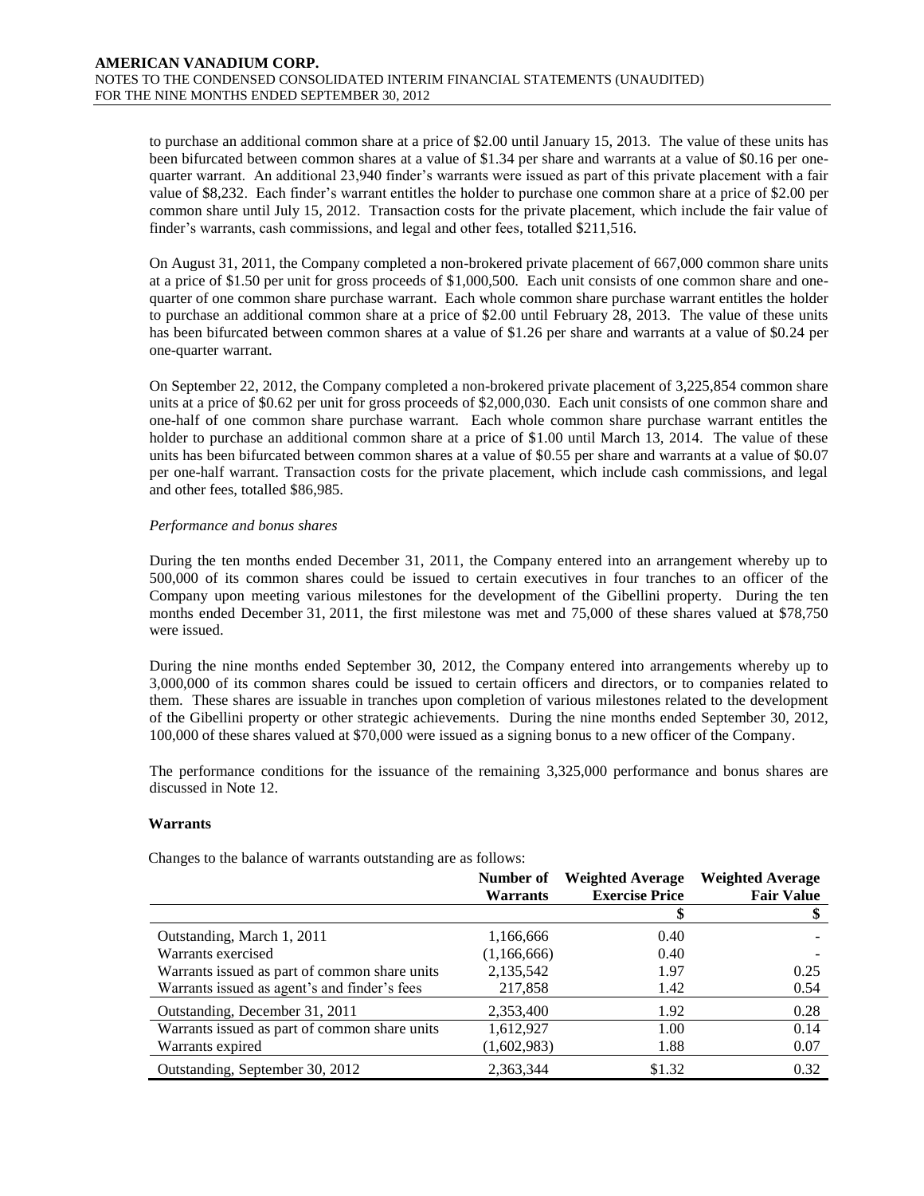to purchase an additional common share at a price of $2.00 until January 15, 2013. The value of these units has been bifurcated between common shares at a value of $1.34 per share and warrants at a value of $0.16 per one-quarter warrant. An additional 23,940 finder's warrants were issued as part of this private placement with a fair value of $8,232. Each finder's warrant entitles the holder to purchase one common share at a price of $2.00 per common share until July 15, 2012. Transaction costs for the private placement, which include the fair value of finder's warrants, cash commissions, and legal and other fees, totalled $211,516.

On August 31, 2011, the Company completed a non-brokered private placement of 667,000 common share units at a price of $1.50 per unit for gross proceeds of $1,000,500. Each unit consists of one common share and one-quarter of one common share purchase warrant. Each whole common share purchase warrant entitles the holder to purchase an additional common share at a price of $2.00 until February 28, 2013. The value of these units has been bifurcated between common shares at a value of $1.26 per share and warrants at a value of $0.24 per one-quarter warrant.

On September 22, 2012, the Company completed a non-brokered private placement of 3,225,854 common share units at a price of $0.62 per unit for gross proceeds of $2,000,030. Each unit consists of one common share and one-half of one common share purchase warrant. Each whole common share purchase warrant entitles the holder to purchase an additional common share at a price of $1.00 until March 13, 2014. The value of these units has been bifurcated between common shares at a value of $0.55 per share and warrants at a value of $0.07 per one-half warrant. Transaction costs for the private placement, which include cash commissions, and legal and other fees, totalled $86,985.

*Performance and bonus shares*

During the ten months ended December 31, 2011, the Company entered into an arrangement whereby up to 500,000 of its common shares could be issued to certain executives in four tranches to an officer of the Company upon meeting various milestones for the development of the Gibellini property. During the ten months ended December 31, 2011, the first milestone was met and 75,000 of these shares valued at $78,750 were issued.

During the nine months ended September 30, 2012, the Company entered into arrangements whereby up to 3,000,000 of its common shares could be issued to certain officers and directors, or to companies related to them. These shares are issuable in tranches upon completion of various milestones related to the development of the Gibellini property or other strategic achievements. During the nine months ended September 30, 2012, 100,000 of these shares valued at $70,000 were issued as a signing bonus to a new officer of the Company.

The performance conditions for the issuance of the remaining 3,325,000 performance and bonus shares are discussed in Note 12.

**Warrants**

Changes to the balance of warrants outstanding are as follows:

| | Number of Warrants | Weighted Average Exercise Price | Weighted Average Fair Value |
|---|---|---|---|
| | | $ | $ |
| Outstanding, March 1, 2011 | 1,166,666 | 0.40 | - |
| Warrants exercised | (1,166,666) | 0.40 | - |
| Warrants issued as part of common share units | 2,135,542 | 1.97 | 0.25 |
| Warrants issued as agent's and finder's fees | 217,858 | 1.42 | 0.54 |
| Outstanding, December 31, 2011 | 2,353,400 | 1.92 | 0.28 |
| Warrants issued as part of common share units | 1,612,927 | 1.00 | 0.14 |
| Warrants expired | (1,602,983) | 1.88 | 0.07 |
| Outstanding, September 30, 2012 | 2,363,344 | $1.32 | 0.32 |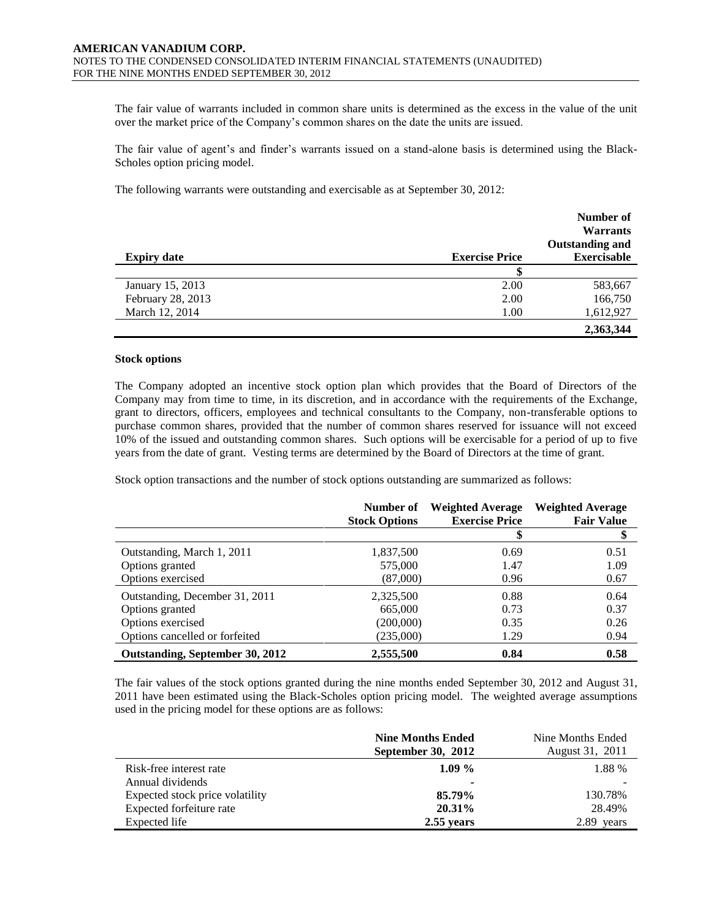The fair value of warrants included in common share units is determined as the excess in the value of the unit over the market price of the Company's common shares on the date the units are issued.

The fair value of agent's and finder's warrants issued on a stand-alone basis is determined using the Black-Scholes option pricing model.

The following warrants were outstanding and exercisable as at September 30, 2012:

| Expiry date | Exercise Price | Number of Warrants Outstanding and Exercisable |
|---|---|---|
| | $ | |
| January 15, 2013 | 2.00 | 583,667 |
| February 28, 2013 | 2.00 | 166,750 |
| March 12, 2014 | 1.00 | 1,612,927 |
| | | **2,363,344** |

**Stock options**

The Company adopted an incentive stock option plan which provides that the Board of Directors of the Company may from time to time, in its discretion, and in accordance with the requirements of the Exchange, grant to directors, officers, employees and technical consultants to the Company, non-transferable options to purchase common shares, provided that the number of common shares reserved for issuance will not exceed 10% of the issued and outstanding common shares. Such options will be exercisable for a period of up to five years from the date of grant. Vesting terms are determined by the Board of Directors at the time of grant.

Stock option transactions and the number of stock options outstanding are summarized as follows:

| | Number of Stock Options | Weighted Average Exercise Price | Weighted Average Fair Value |
|---|---|---|---|
| | | $ | $ |
| Outstanding, March 1, 2011 | 1,837,500 | 0.69 | 0.51 |
| Options granted | 575,000 | 1.47 | 1.09 |
| Options exercised | (87,000) | 0.96 | 0.67 |
| Outstanding, December 31, 2011 | 2,325,500 | 0.88 | 0.64 |
| Options granted | 665,000 | 0.73 | 0.37 |
| Options exercised | (200,000) | 0.35 | 0.26 |
| Options cancelled or forfeited | (235,000) | 1.29 | 0.94 |
| **Outstanding, September 30, 2012** | **2,555,500** | **0.84** | **0.58** |

The fair values of the stock options granted during the nine months ended September 30, 2012 and August 31, 2011 have been estimated using the Black-Scholes option pricing model. The weighted average assumptions used in the pricing model for these options are as follows:

| | **Nine Months Ended September 30, 2012** | Nine Months Ended August 31, 2011 |
|---|---|---|
| Risk-free interest rate | **1.09 %** | 1.88 % |
| Annual dividends | **-** | - |
| Expected stock price volatility | **85.79%** | 130.78% |
| Expected forfeiture rate | **20.31%** | 28.49% |
| Expected life | **2.55 years** | 2.89 years |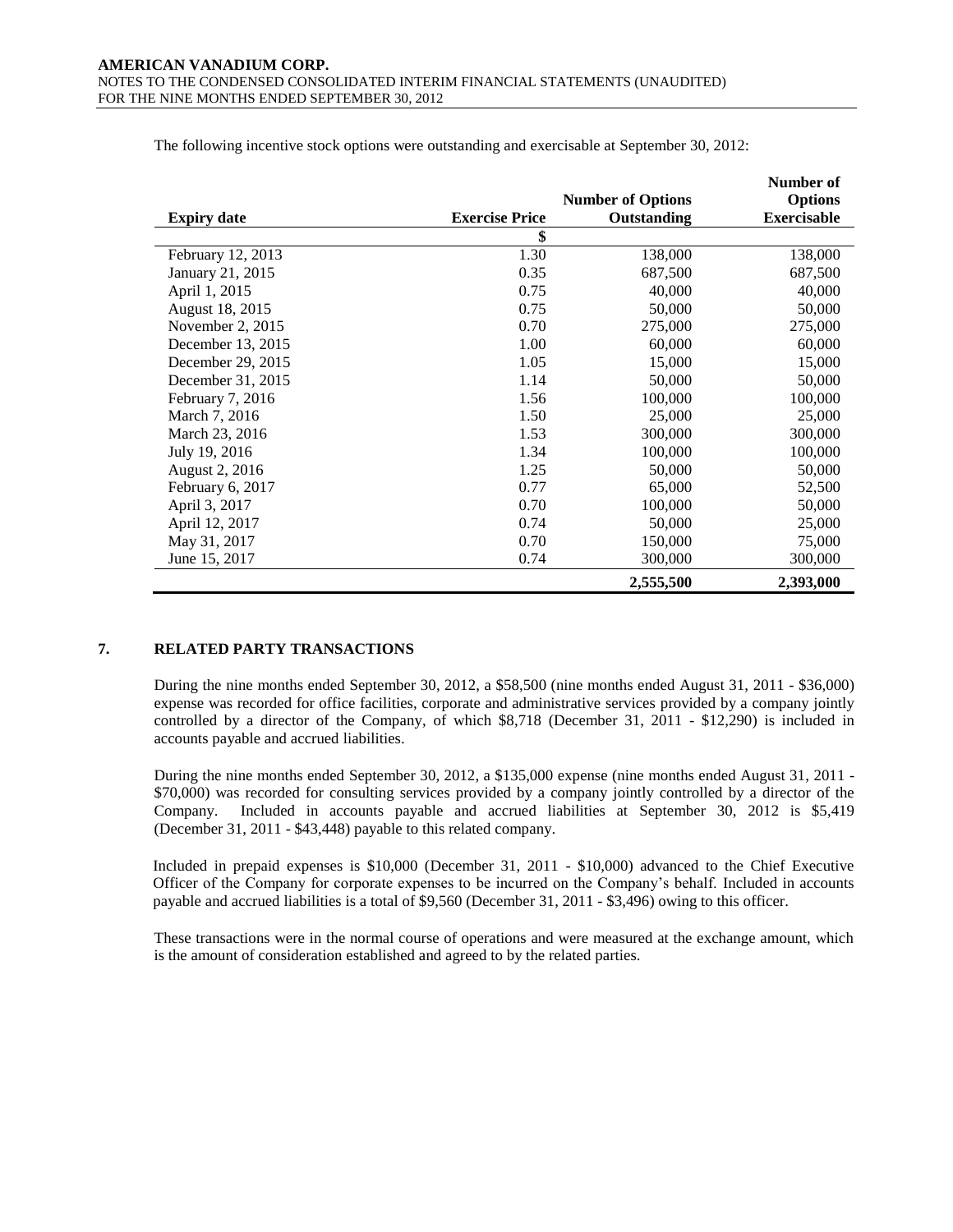The following incentive stock options were outstanding and exercisable at September 30, 2012:

| Expiry date | Exercise Price | Number of Options Outstanding | Number of Options Exercisable |
|---|---|---|---|
| | $ | | |
| February 12, 2013 | 1.30 | 138,000 | 138,000 |
| January 21, 2015 | 0.35 | 687,500 | 687,500 |
| April 1, 2015 | 0.75 | 40,000 | 40,000 |
| August 18, 2015 | 0.75 | 50,000 | 50,000 |
| November 2, 2015 | 0.70 | 275,000 | 275,000 |
| December 13, 2015 | 1.00 | 60,000 | 60,000 |
| December 29, 2015 | 1.05 | 15,000 | 15,000 |
| December 31, 2015 | 1.14 | 50,000 | 50,000 |
| February 7, 2016 | 1.56 | 100,000 | 100,000 |
| March 7, 2016 | 1.50 | 25,000 | 25,000 |
| March 23, 2016 | 1.53 | 300,000 | 300,000 |
| July 19, 2016 | 1.34 | 100,000 | 100,000 |
| August 2, 2016 | 1.25 | 50,000 | 50,000 |
| February 6, 2017 | 0.77 | 65,000 | 52,500 |
| April 3, 2017 | 0.70 | 100,000 | 50,000 |
| April 12, 2017 | 0.74 | 50,000 | 25,000 |
| May 31, 2017 | 0.70 | 150,000 | 75,000 |
| June 15, 2017 | 0.74 | 300,000 | 300,000 |
| | | **2,555,500** | **2,393,000** |

## 7. RELATED PARTY TRANSACTIONS

During the nine months ended September 30, 2012, a $58,500 (nine months ended August 31, 2011 - $36,000) expense was recorded for office facilities, corporate and administrative services provided by a company jointly controlled by a director of the Company, of which $8,718 (December 31, 2011 - $12,290) is included in accounts payable and accrued liabilities.

During the nine months ended September 30, 2012, a $135,000 expense (nine months ended August 31, 2011 - $70,000) was recorded for consulting services provided by a company jointly controlled by a director of the Company. Included in accounts payable and accrued liabilities at September 30, 2012 is $5,419 (December 31, 2011 - $43,448) payable to this related company.

Included in prepaid expenses is $10,000 (December 31, 2011 - $10,000) advanced to the Chief Executive Officer of the Company for corporate expenses to be incurred on the Company's behalf. Included in accounts payable and accrued liabilities is a total of $9,560 (December 31, 2011 - $3,496) owing to this officer.

These transactions were in the normal course of operations and were measured at the exchange amount, which is the amount of consideration established and agreed to by the related parties.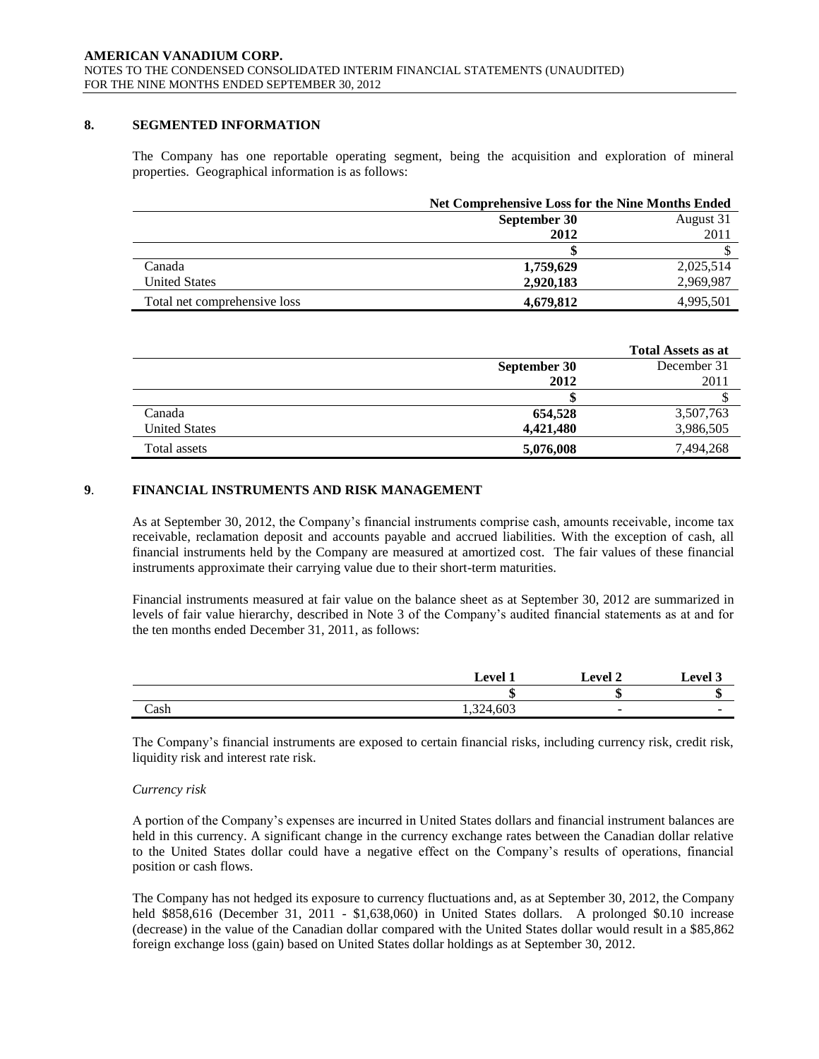## 8. SEGMENTED INFORMATION

The Company has one reportable operating segment, being the acquisition and exploration of mineral properties. Geographical information is as follows:

| | Net Comprehensive Loss for the Nine Months Ended | |
|---|---|---|
| | **September 30** | August 31 |
| | **2012** | 2011 |
| | **$** | $ |
| Canada | **1,759,629** | 2,025,514 |
| United States | **2,920,183** | 2,969,987 |
| Total net comprehensive loss | **4,679,812** | 4,995,501 |

| | | Total Assets as at |
|---|---|---|
| | **September 30** | December 31 |
| | **2012** | 2011 |
| | **$** | $ |
| Canada | **654,528** | 3,507,763 |
| United States | **4,421,480** | 3,986,505 |
| Total assets | **5,076,008** | 7,494,268 |

## 9. FINANCIAL INSTRUMENTS AND RISK MANAGEMENT

As at September 30, 2012, the Company's financial instruments comprise cash, amounts receivable, income tax receivable, reclamation deposit and accounts payable and accrued liabilities. With the exception of cash, all financial instruments held by the Company are measured at amortized cost. The fair values of these financial instruments approximate their carrying value due to their short-term maturities.

Financial instruments measured at fair value on the balance sheet as at September 30, 2012 are summarized in levels of fair value hierarchy, described in Note 3 of the Company's audited financial statements as at and for the ten months ended December 31, 2011, as follows:

| | Level 1 | Level 2 | Level 3 |
|---|---|---|---|
| | $ | $ | $ |
| Cash | 1,324,603 | - | - |

The Company's financial instruments are exposed to certain financial risks, including currency risk, credit risk, liquidity risk and interest rate risk.

*Currency risk*

A portion of the Company's expenses are incurred in United States dollars and financial instrument balances are held in this currency. A significant change in the currency exchange rates between the Canadian dollar relative to the United States dollar could have a negative effect on the Company's results of operations, financial position or cash flows.

The Company has not hedged its exposure to currency fluctuations and, as at September 30, 2012, the Company held $858,616 (December 31, 2011 - $1,638,060) in United States dollars. A prolonged $0.10 increase (decrease) in the value of the Canadian dollar compared with the United States dollar would result in a $85,862 foreign exchange loss (gain) based on United States dollar holdings as at September 30, 2012.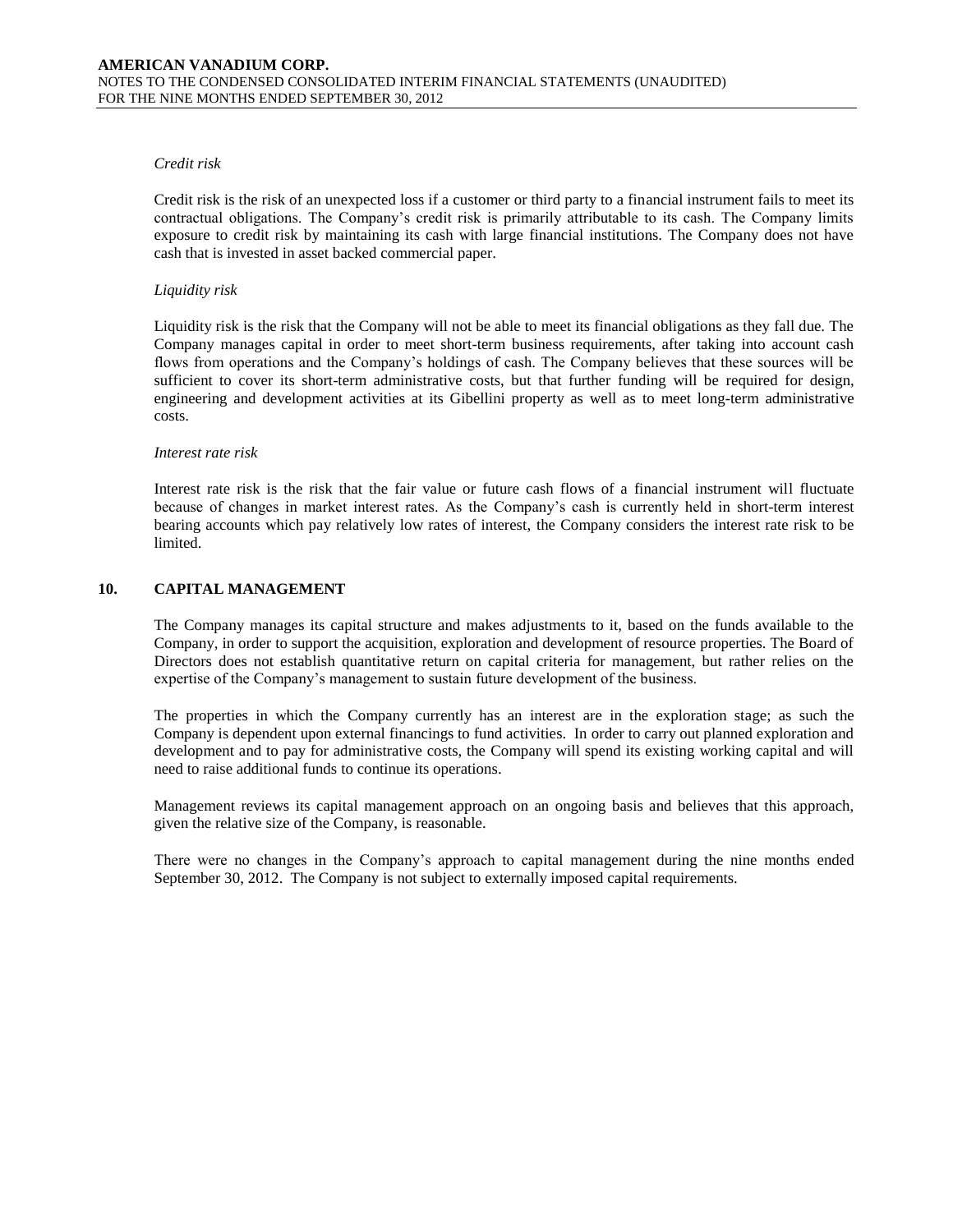*Credit risk*

Credit risk is the risk of an unexpected loss if a customer or third party to a financial instrument fails to meet its contractual obligations. The Company's credit risk is primarily attributable to its cash. The Company limits exposure to credit risk by maintaining its cash with large financial institutions. The Company does not have cash that is invested in asset backed commercial paper.

*Liquidity risk*

Liquidity risk is the risk that the Company will not be able to meet its financial obligations as they fall due. The Company manages capital in order to meet short-term business requirements, after taking into account cash flows from operations and the Company's holdings of cash. The Company believes that these sources will be sufficient to cover its short-term administrative costs, but that further funding will be required for design, engineering and development activities at its Gibellini property as well as to meet long-term administrative costs.

*Interest rate risk*

Interest rate risk is the risk that the fair value or future cash flows of a financial instrument will fluctuate because of changes in market interest rates. As the Company's cash is currently held in short-term interest bearing accounts which pay relatively low rates of interest, the Company considers the interest rate risk to be limited.

## 10. CAPITAL MANAGEMENT

The Company manages its capital structure and makes adjustments to it, based on the funds available to the Company, in order to support the acquisition, exploration and development of resource properties. The Board of Directors does not establish quantitative return on capital criteria for management, but rather relies on the expertise of the Company's management to sustain future development of the business.

The properties in which the Company currently has an interest are in the exploration stage; as such the Company is dependent upon external financings to fund activities. In order to carry out planned exploration and development and to pay for administrative costs, the Company will spend its existing working capital and will need to raise additional funds to continue its operations.

Management reviews its capital management approach on an ongoing basis and believes that this approach, given the relative size of the Company, is reasonable.

There were no changes in the Company's approach to capital management during the nine months ended September 30, 2012. The Company is not subject to externally imposed capital requirements.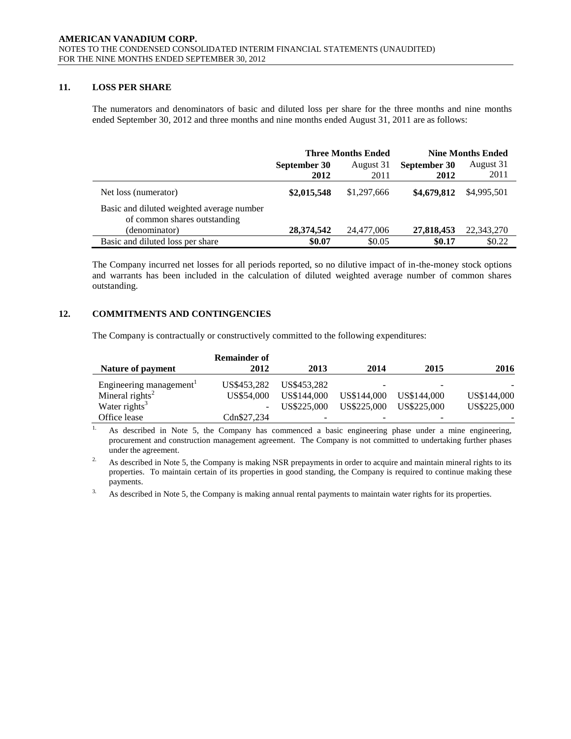## 11. LOSS PER SHARE

The numerators and denominators of basic and diluted loss per share for the three months and nine months ended September 30, 2012 and three months and nine months ended August 31, 2011 are as follows:

| | Three Months Ended | | Nine Months Ended | |
|---|---|---|---|---|
| | **September 30 2012** | August 31 2011 | **September 30 2012** | August 31 2011 |
| Net loss (numerator) | **$2,015,548** | $1,297,666 | **$4,679,812** | $4,995,501 |
| Basic and diluted weighted average number of common shares outstanding (denominator) | **28,374,542** | 24,477,006 | **27,818,453** | 22,343,270 |
| Basic and diluted loss per share | **$0.07** | $0.05 | **$0.17** | $0.22 |

The Company incurred net losses for all periods reported, so no dilutive impact of in-the-money stock options and warrants has been included in the calculation of diluted weighted average number of common shares outstanding.

## 12. COMMITMENTS AND CONTINGENCIES

The Company is contractually or constructively committed to the following expenditures:

| Nature of payment | Remainder of 2012 | 2013 | 2014 | 2015 | 2016 |
|---|---|---|---|---|---|
| Engineering management[1] | US$453,282 | US$453,282 | - | - | - |
| Mineral rights[2] | US$54,000 | US$144,000 | US$144,000 | US$144,000 | US$144,000 |
| Water rights[3] | - | US$225,000 | US$225,000 | US$225,000 | US$225,000 |
| Office lease | Cdn$27,234 | - | - | - | - |

1. As described in Note 5, the Company has commenced a basic engineering phase under a mine engineering, procurement and construction management agreement. The Company is not committed to undertaking further phases under the agreement.

2. As described in Note 5, the Company is making NSR prepayments in order to acquire and maintain mineral rights to its properties. To maintain certain of its properties in good standing, the Company is required to continue making these payments.

3. As described in Note 5, the Company is making annual rental payments to maintain water rights for its properties.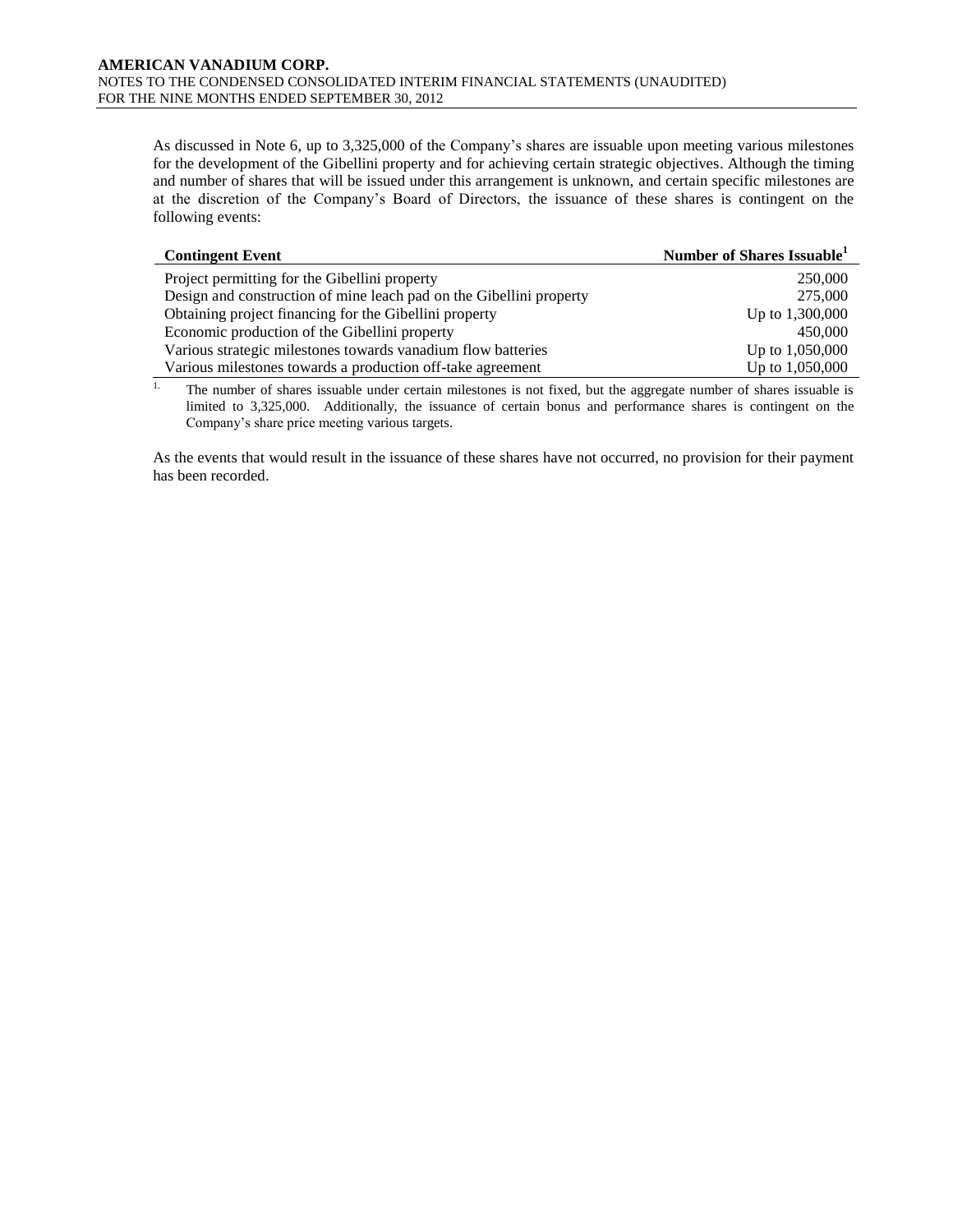As discussed in Note 6, up to 3,325,000 of the Company's shares are issuable upon meeting various milestones for the development of the Gibellini property and for achieving certain strategic objectives. Although the timing and number of shares that will be issued under this arrangement is unknown, and certain specific milestones are at the discretion of the Company's Board of Directors, the issuance of these shares is contingent on the following events:

| Contingent Event | Number of Shares Issuable[1] |
|---|---|
| Project permitting for the Gibellini property | 250,000 |
| Design and construction of mine leach pad on the Gibellini property | 275,000 |
| Obtaining project financing for the Gibellini property | Up to 1,300,000 |
| Economic production of the Gibellini property | 450,000 |
| Various strategic milestones towards vanadium flow batteries | Up to 1,050,000 |
| Various milestones towards a production off-take agreement | Up to 1,050,000 |

1. The number of shares issuable under certain milestones is not fixed, but the aggregate number of shares issuable is limited to 3,325,000. Additionally, the issuance of certain bonus and performance shares is contingent on the Company's share price meeting various targets.

As the events that would result in the issuance of these shares have not occurred, no provision for their payment has been recorded.